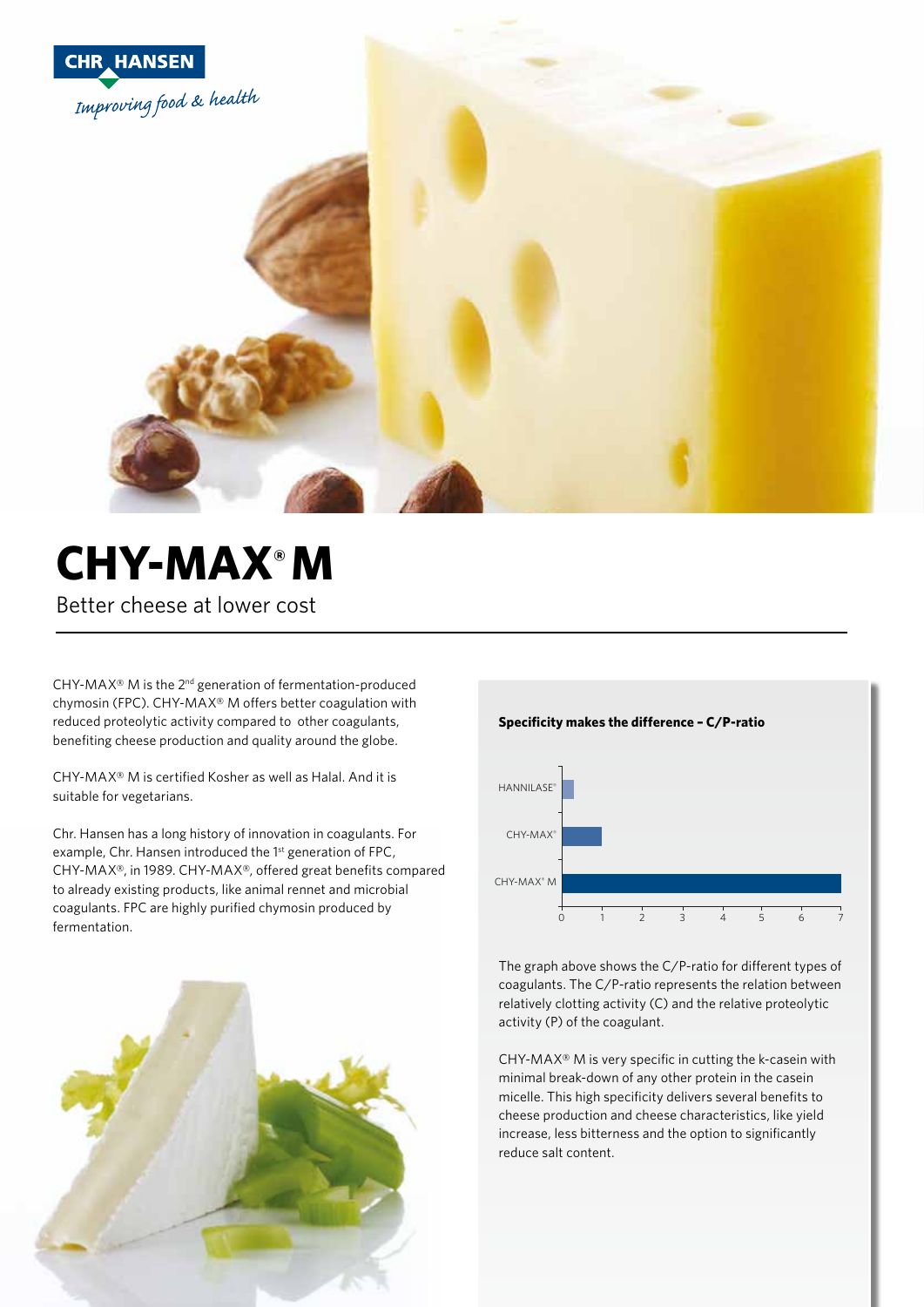CHR HANSEN

*Improving food & health*

# CHY-MAX® M

Better cheese at lower cost

CHY-MAX® M is the 2nd generation of fermentation-produced chymosin (FPC). CHY-MAX® M offers better coagulation with reduced proteolytic activity compared to other coagulants, benefiting cheese production and quality around the globe.

CHY-MAX® M is certified Kosher as well as Halal. And it is suitable for vegetarians.

Chr. Hansen has a long history of innovation in coagulants. For example, Chr. Hansen introduced the 1st generation of FPC, CHY-MAX®, in 1989. CHY-MAX®, offered great benefits compared to already existing products, like animal rennet and microbial coagulants. FPC are highly purified chymosin produced by fermentation.

**Specificity makes the difference – C/P-ratio**

HANNILASE®

CHY-MAX®

CHY-MAX® M

0 1 2 3 4 5 6 7

The graph above shows the C/P-ratio for different types of coagulants. The C/P-ratio represents the relation between relatively clotting activity (C) and the relative proteolytic activity (P) of the coagulant.

CHY-MAX® M is very specific in cutting the k-casein with minimal break-down of any other protein in the casein micelle. This high specificity delivers several benefits to cheese production and cheese characteristics, like yield increase, less bitterness and the option to significantly reduce salt content.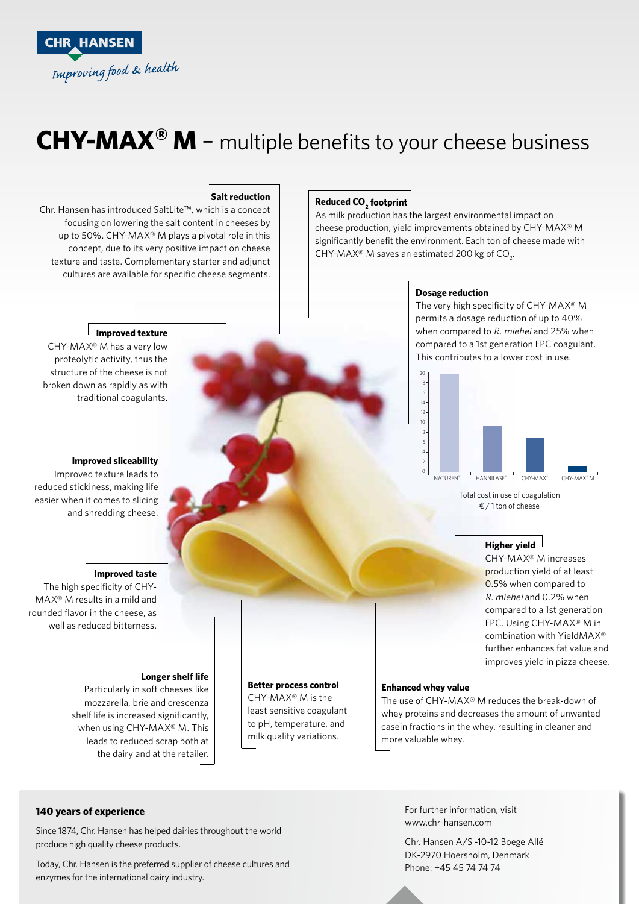CHR HANSEN

Improving food & health

# CHY-MAX® M – multiple benefits to your cheese business

### Salt reduction

Chr. Hansen has introduced SaltLite™, which is a concept focusing on lowering the salt content in cheeses by up to 50%. CHY-MAX® M plays a pivotal role in this concept, due to its very positive impact on cheese texture and taste. Complementary starter and adjunct cultures are available for specific cheese segments.

### Reduced $CO_2$ footprint

As milk production has the largest environmental impact on cheese production, yield improvements obtained by CHY-MAX® M significantly benefit the environment. Each ton of cheese made with CHY-MAX® M saves an estimated 200 kg of $CO_2$.

### Dosage reduction

The very high specificity of CHY-MAX® M permits a dosage reduction of up to 40% when compared to *R. miehei* and 25% when compared to a 1st generation FPC coagulant. This contributes to a lower cost in use.

20
18
16
14
12
10
8
6
4
2
0

NATUREN® HANNILASE® CHY-MAX® CHY-MAX® M

Total cost in use of coagulation
€ / 1 ton of cheese

### Improved texture

CHY-MAX® M has a very low proteolytic activity, thus the structure of the cheese is not broken down as rapidly as with traditional coagulants.

### Improved sliceability

Improved texture leads to reduced stickiness, making life easier when it comes to slicing and shredding cheese.

### Improved taste

The high specificity of CHY-MAX® M results in a mild and rounded flavor in the cheese, as well as reduced bitterness.

### Higher yield

CHY-MAX® M increases production yield of at least 0.5% when compared to *R. miehei* and 0.2% when compared to a 1st generation FPC. Using CHY-MAX® M in combination with YieldMAX® further enhances fat value and improves yield in pizza cheese.

### Longer shelf life

Particularly in soft cheeses like mozzarella, brie and crescenza shelf life is increased significantly, when using CHY-MAX® M. This leads to reduced scrap both at the dairy and at the retailer.

### Better process control

CHY-MAX® M is the least sensitive coagulant to pH, temperature, and milk quality variations.

### Enhanced whey value

The use of CHY-MAX® M reduces the break-down of whey proteins and decreases the amount of unwanted casein fractions in the whey, resulting in cleaner and more valuable whey.

### 140 years of experience

Since 1874, Chr. Hansen has helped dairies throughout the world produce high quality cheese products.

Today, Chr. Hansen is the preferred supplier of cheese cultures and enzymes for the international dairy industry.

For further information, visit www.chr-hansen.com

Chr. Hansen A/S -10-12 Boege Allé
DK-2970 Hoersholm, Denmark
Phone: +45 45 74 74 74